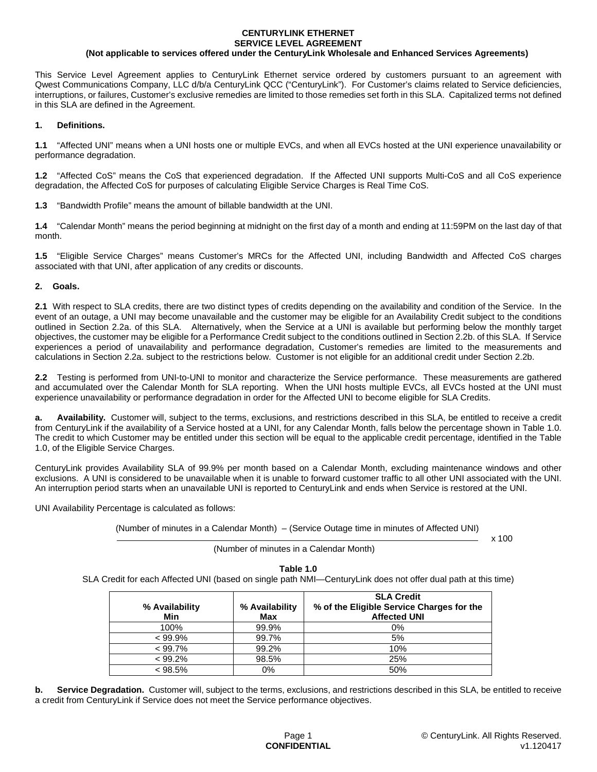**CENTURYLINK ETHERNET**
**SERVICE LEVEL AGREEMENT**
**(Not applicable to services offered under the CenturyLink Wholesale and Enhanced Services Agreements)**

This Service Level Agreement applies to CenturyLink Ethernet service ordered by customers pursuant to an agreement with Qwest Communications Company, LLC d/b/a CenturyLink QCC ("CenturyLink"). For Customer's claims related to Service deficiencies, interruptions, or failures, Customer's exclusive remedies are limited to those remedies set forth in this SLA. Capitalized terms not defined in this SLA are defined in the Agreement.

**1. Definitions.**

**1.1** "Affected UNI" means when a UNI hosts one or multiple EVCs, and when all EVCs hosted at the UNI experience unavailability or performance degradation.

**1.2** "Affected CoS" means the CoS that experienced degradation. If the Affected UNI supports Multi-CoS and all CoS experience degradation, the Affected CoS for purposes of calculating Eligible Service Charges is Real Time CoS.

**1.3** "Bandwidth Profile" means the amount of billable bandwidth at the UNI.

**1.4** "Calendar Month" means the period beginning at midnight on the first day of a month and ending at 11:59PM on the last day of that month.

**1.5** "Eligible Service Charges" means Customer's MRCs for the Affected UNI, including Bandwidth and Affected CoS charges associated with that UNI, after application of any credits or discounts.

**2. Goals.**

**2.1** With respect to SLA credits, there are two distinct types of credits depending on the availability and condition of the Service. In the event of an outage, a UNI may become unavailable and the customer may be eligible for an Availability Credit subject to the conditions outlined in Section 2.2a. of this SLA. Alternatively, when the Service at a UNI is available but performing below the monthly target objectives, the customer may be eligible for a Performance Credit subject to the conditions outlined in Section 2.2b. of this SLA. If Service experiences a period of unavailability and performance degradation, Customer's remedies are limited to the measurements and calculations in Section 2.2a. subject to the restrictions below. Customer is not eligible for an additional credit under Section 2.2b.

**2.2** Testing is performed from UNI-to-UNI to monitor and characterize the Service performance. These measurements are gathered and accumulated over the Calendar Month for SLA reporting. When the UNI hosts multiple EVCs, all EVCs hosted at the UNI must experience unavailability or performance degradation in order for the Affected UNI to become eligible for SLA Credits.

**a. Availability.** Customer will, subject to the terms, exclusions, and restrictions described in this SLA, be entitled to receive a credit from CenturyLink if the availability of a Service hosted at a UNI, for any Calendar Month, falls below the percentage shown in Table 1.0. The credit to which Customer may be entitled under this section will be equal to the applicable credit percentage, identified in the Table 1.0, of the Eligible Service Charges.

CenturyLink provides Availability SLA of 99.9% per month based on a Calendar Month, excluding maintenance windows and other exclusions. A UNI is considered to be unavailable when it is unable to forward customer traffic to all other UNI associated with the UNI. An interruption period starts when an unavailable UNI is reported to CenturyLink and ends when Service is restored at the UNI.

UNI Availability Percentage is calculated as follows:

$$\frac{\text{(Number of minutes in a Calendar Month)} - \text{(Service Outage time in minutes of Affected UNI)}}{\text{(Number of minutes in a Calendar Month)}} \times 100$$

**Table 1.0**

SLA Credit for each Affected UNI (based on single path NMI—CenturyLink does not offer dual path at this time)

| % Availability Min | % Availability Max | SLA Credit % of the Eligible Service Charges for the Affected UNI |
|---|---|---|
| 100% | 99.9% | 0% |
| < 99.9% | 99.7% | 5% |
| < 99.7% | 99.2% | 10% |
| < 99.2% | 98.5% | 25% |
| < 98.5% | 0% | 50% |

**b. Service Degradation.** Customer will, subject to the terms, exclusions, and restrictions described in this SLA, be entitled to receive a credit from CenturyLink if Service does not meet the Service performance objectives.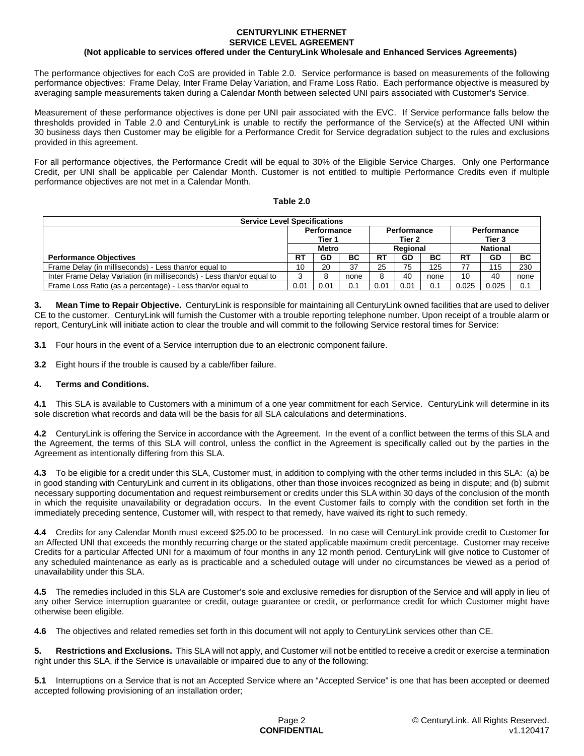**CENTURYLINK ETHERNET**
**SERVICE LEVEL AGREEMENT**
**(Not applicable to services offered under the CenturyLink Wholesale and Enhanced Services Agreements)**

The performance objectives for each CoS are provided in Table 2.0. Service performance is based on measurements of the following performance objectives: Frame Delay, Inter Frame Delay Variation, and Frame Loss Ratio. Each performance objective is measured by averaging sample measurements taken during a Calendar Month between selected UNI pairs associated with Customer's Service.

Measurement of these performance objectives is done per UNI pair associated with the EVC. If Service performance falls below the thresholds provided in Table 2.0 and CenturyLink is unable to rectify the performance of the Service(s) at the Affected UNI within 30 business days then Customer may be eligible for a Performance Credit for Service degradation subject to the rules and exclusions provided in this agreement.

For all performance objectives, the Performance Credit will be equal to 30% of the Eligible Service Charges. Only one Performance Credit, per UNI shall be applicable per Calendar Month. Customer is not entitled to multiple Performance Credits even if multiple performance objectives are not met in a Calendar Month.

**Table 2.0**

| Service Level Specifications | | | | | | | | | |
|---|---|---|---|---|---|---|---|---|---|
| | Performance Tier 1 | | | Performance Tier 2 | | | Performance Tier 3 | | |
| | Metro | | | Regional | | | National | | |
| **Performance Objectives** | **RT** | **GD** | **BC** | **RT** | **GD** | **BC** | **RT** | **GD** | **BC** |
| Frame Delay (in milliseconds) - Less than/or equal to | 10 | 20 | 37 | 25 | 75 | 125 | 77 | 115 | 230 |
| Inter Frame Delay Variation (in milliseconds) - Less than/or equal to | 3 | 8 | none | 8 | 40 | none | 10 | 40 | none |
| Frame Loss Ratio (as a percentage) - Less than/or equal to | 0.01 | 0.01 | 0.1 | 0.01 | 0.01 | 0.1 | 0.025 | 0.025 | 0.1 |

**3. Mean Time to Repair Objective.** CenturyLink is responsible for maintaining all CenturyLink owned facilities that are used to deliver CE to the customer. CenturyLink will furnish the Customer with a trouble reporting telephone number. Upon receipt of a trouble alarm or report, CenturyLink will initiate action to clear the trouble and will commit to the following Service restoral times for Service:

**3.1** Four hours in the event of a Service interruption due to an electronic component failure.

**3.2** Eight hours if the trouble is caused by a cable/fiber failure.

**4. Terms and Conditions.**

**4.1** This SLA is available to Customers with a minimum of a one year commitment for each Service. CenturyLink will determine in its sole discretion what records and data will be the basis for all SLA calculations and determinations.

**4.2** CenturyLink is offering the Service in accordance with the Agreement. In the event of a conflict between the terms of this SLA and the Agreement, the terms of this SLA will control, unless the conflict in the Agreement is specifically called out by the parties in the Agreement as intentionally differing from this SLA.

**4.3** To be eligible for a credit under this SLA, Customer must, in addition to complying with the other terms included in this SLA: (a) be in good standing with CenturyLink and current in its obligations, other than those invoices recognized as being in dispute; and (b) submit necessary supporting documentation and request reimbursement or credits under this SLA within 30 days of the conclusion of the month in which the requisite unavailability or degradation occurs. In the event Customer fails to comply with the condition set forth in the immediately preceding sentence, Customer will, with respect to that remedy, have waived its right to such remedy.

**4.4** Credits for any Calendar Month must exceed $25.00 to be processed. In no case will CenturyLink provide credit to Customer for an Affected UNI that exceeds the monthly recurring charge or the stated applicable maximum credit percentage. Customer may receive Credits for a particular Affected UNI for a maximum of four months in any 12 month period. CenturyLink will give notice to Customer of any scheduled maintenance as early as is practicable and a scheduled outage will under no circumstances be viewed as a period of unavailability under this SLA.

**4.5** The remedies included in this SLA are Customer's sole and exclusive remedies for disruption of the Service and will apply in lieu of any other Service interruption guarantee or credit, outage guarantee or credit, or performance credit for which Customer might have otherwise been eligible.

**4.6** The objectives and related remedies set forth in this document will not apply to CenturyLink services other than CE.

**5. Restrictions and Exclusions.** This SLA will not apply, and Customer will not be entitled to receive a credit or exercise a termination right under this SLA, if the Service is unavailable or impaired due to any of the following:

**5.1** Interruptions on a Service that is not an Accepted Service where an "Accepted Service" is one that has been accepted or deemed accepted following provisioning of an installation order;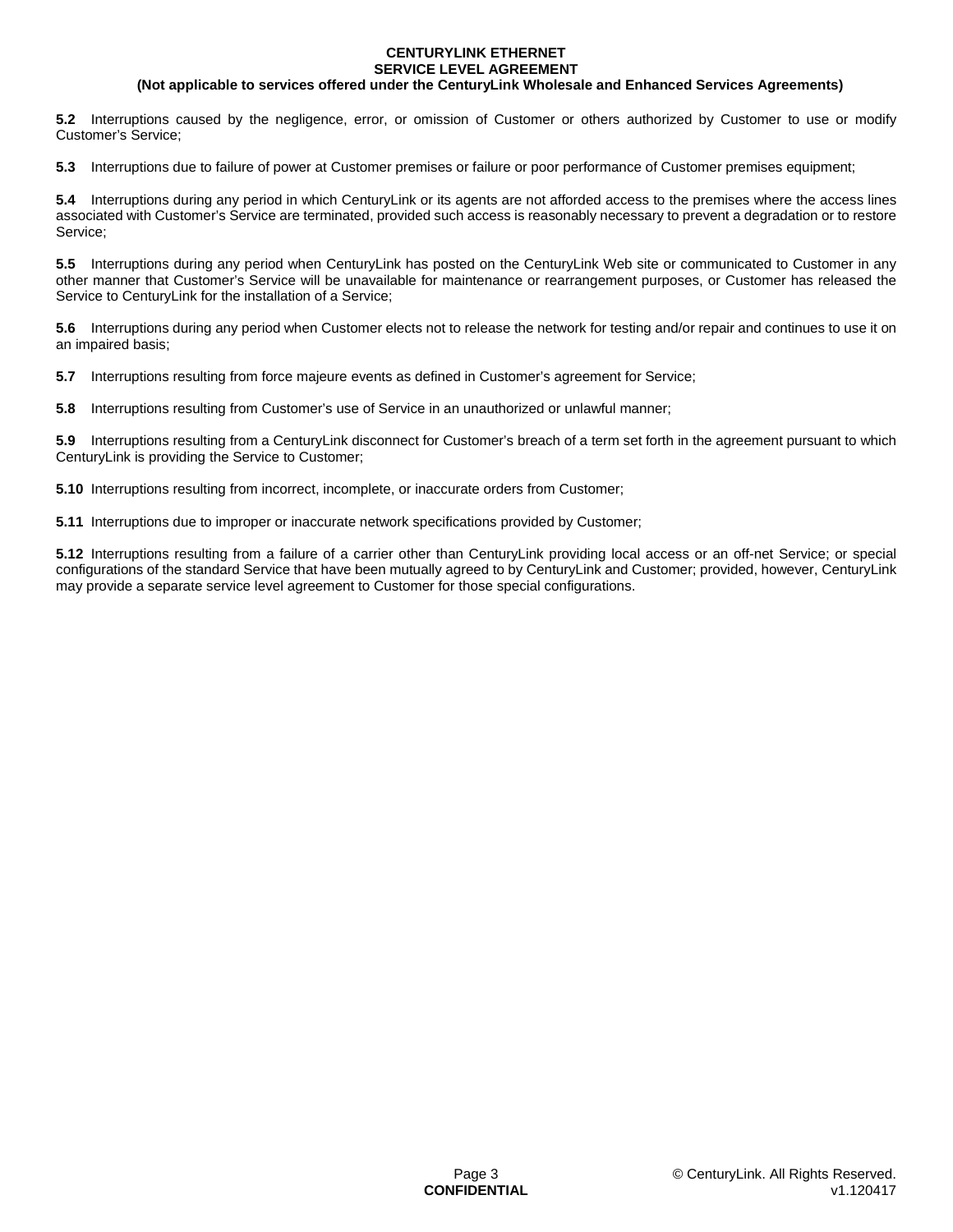**5.2** Interruptions caused by the negligence, error, or omission of Customer or others authorized by Customer to use or modify Customer's Service;

**5.3** Interruptions due to failure of power at Customer premises or failure or poor performance of Customer premises equipment;

**5.4** Interruptions during any period in which CenturyLink or its agents are not afforded access to the premises where the access lines associated with Customer's Service are terminated, provided such access is reasonably necessary to prevent a degradation or to restore Service;

**5.5** Interruptions during any period when CenturyLink has posted on the CenturyLink Web site or communicated to Customer in any other manner that Customer's Service will be unavailable for maintenance or rearrangement purposes, or Customer has released the Service to CenturyLink for the installation of a Service;

**5.6** Interruptions during any period when Customer elects not to release the network for testing and/or repair and continues to use it on an impaired basis;

**5.7** Interruptions resulting from force majeure events as defined in Customer's agreement for Service;

**5.8** Interruptions resulting from Customer's use of Service in an unauthorized or unlawful manner;

**5.9** Interruptions resulting from a CenturyLink disconnect for Customer's breach of a term set forth in the agreement pursuant to which CenturyLink is providing the Service to Customer;

**5.10** Interruptions resulting from incorrect, incomplete, or inaccurate orders from Customer;

**5.11** Interruptions due to improper or inaccurate network specifications provided by Customer;

**5.12** Interruptions resulting from a failure of a carrier other than CenturyLink providing local access or an off-net Service; or special configurations of the standard Service that have been mutually agreed to by CenturyLink and Customer; provided, however, CenturyLink may provide a separate service level agreement to Customer for those special configurations.